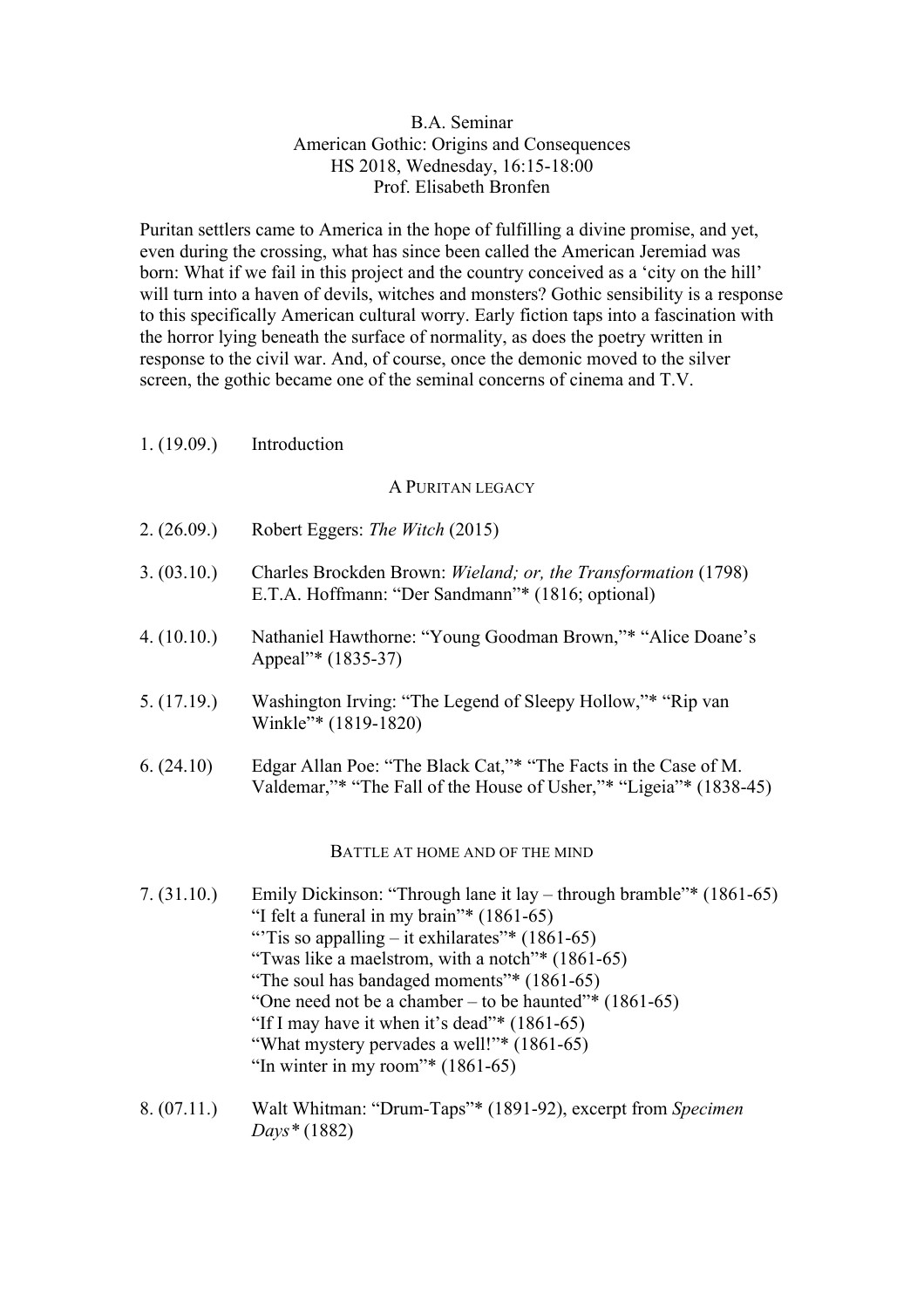B.A. Seminar
American Gothic: Origins and Consequences
HS 2018, Wednesday, 16:15-18:00
Prof. Elisabeth Bronfen

Puritan settlers came to America in the hope of fulfilling a divine promise, and yet, even during the crossing, what has since been called the American Jeremiad was born: What if we fail in this project and the country conceived as a 'city on the hill' will turn into a haven of devils, witches and monsters? Gothic sensibility is a response to this specifically American cultural worry. Early fiction taps into a fascination with the horror lying beneath the surface of normality, as does the poetry written in response to the civil war. And, of course, once the demonic moved to the silver screen, the gothic became one of the seminal concerns of cinema and T.V.

1. (19.09.) Introduction

## A PURITAN LEGACY

2. (26.09.) Robert Eggers: *The Witch* (2015)

3. (03.10.) Charles Brockden Brown: *Wieland; or, the Transformation* (1798)
   E.T.A. Hoffmann: "Der Sandmann"* (1816; optional)

4. (10.10.) Nathaniel Hawthorne: "Young Goodman Brown,"* "Alice Doane's Appeal"* (1835-37)

5. (17.19.) Washington Irving: "The Legend of Sleepy Hollow,"* "Rip van Winkle"* (1819-1820)

6. (24.10) Edgar Allan Poe: "The Black Cat,"* "The Facts in the Case of M. Valdemar,"* "The Fall of the House of Usher,"* "Ligeia"* (1838-45)

## BATTLE AT HOME AND OF THE MIND

7. (31.10.) Emily Dickinson: "Through lane it lay – through bramble"* (1861-65)
   "I felt a funeral in my brain"* (1861-65)
   "'Tis so appalling – it exhilarates"* (1861-65)
   "Twas like a maelstrom, with a notch"* (1861-65)
   "The soul has bandaged moments"* (1861-65)
   "One need not be a chamber – to be haunted"* (1861-65)
   "If I may have it when it's dead"* (1861-65)
   "What mystery pervades a well!"* (1861-65)
   "In winter in my room"* (1861-65)

8. (07.11.) Walt Whitman: "Drum-Taps"* (1891-92), excerpt from *Specimen Days\** (1882)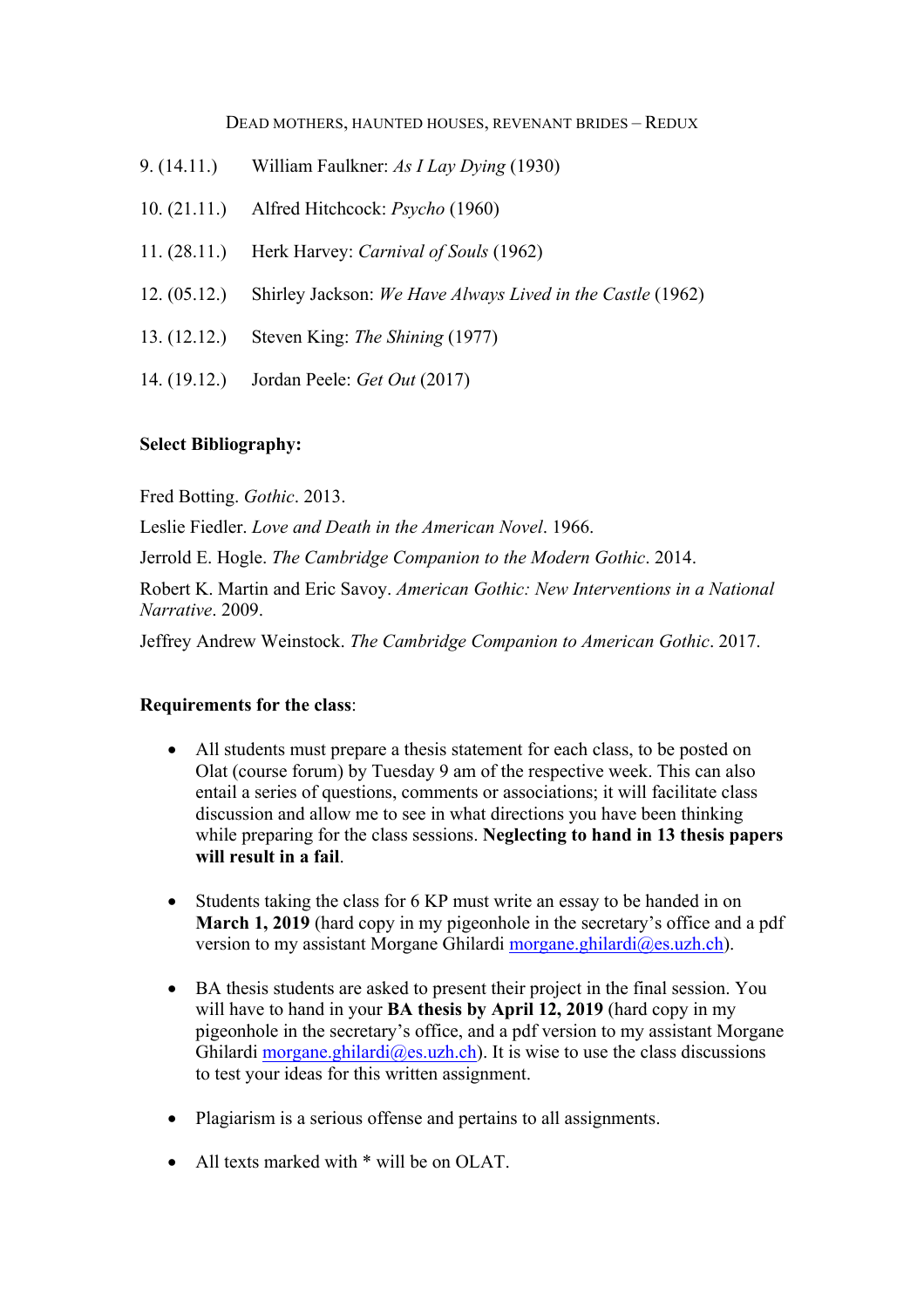DEAD MOTHERS, HAUNTED HOUSES, REVENANT BRIDES – REDUX

9. (14.11.) William Faulkner: *As I Lay Dying* (1930)

10. (21.11.) Alfred Hitchcock: *Psycho* (1960)

11. (28.11.) Herk Harvey: *Carnival of Souls* (1962)

12. (05.12.) Shirley Jackson: *We Have Always Lived in the Castle* (1962)

13. (12.12.) Steven King: *The Shining* (1977)

14. (19.12.) Jordan Peele: *Get Out* (2017)

**Select Bibliography:**

Fred Botting. *Gothic*. 2013.

Leslie Fiedler. *Love and Death in the American Novel*. 1966.

Jerrold E. Hogle. *The Cambridge Companion to the Modern Gothic*. 2014.

Robert K. Martin and Eric Savoy. *American Gothic: New Interventions in a National Narrative*. 2009.

Jeffrey Andrew Weinstock. *The Cambridge Companion to American Gothic*. 2017.

**Requirements for the class**:

- All students must prepare a thesis statement for each class, to be posted on Olat (course forum) by Tuesday 9 am of the respective week. This can also entail a series of questions, comments or associations; it will facilitate class discussion and allow me to see in what directions you have been thinking while preparing for the class sessions. **Neglecting to hand in 13 thesis papers will result in a fail**.

- Students taking the class for 6 KP must write an essay to be handed in on **March 1, 2019** (hard copy in my pigeonhole in the secretary's office and a pdf version to my assistant Morgane Ghilardi morgane.ghilardi@es.uzh.ch).

- BA thesis students are asked to present their project in the final session. You will have to hand in your **BA thesis by April 12, 2019** (hard copy in my pigeonhole in the secretary's office, and a pdf version to my assistant Morgane Ghilardi morgane.ghilardi@es.uzh.ch). It is wise to use the class discussions to test your ideas for this written assignment.

- Plagiarism is a serious offense and pertains to all assignments.

- All texts marked with * will be on OLAT.